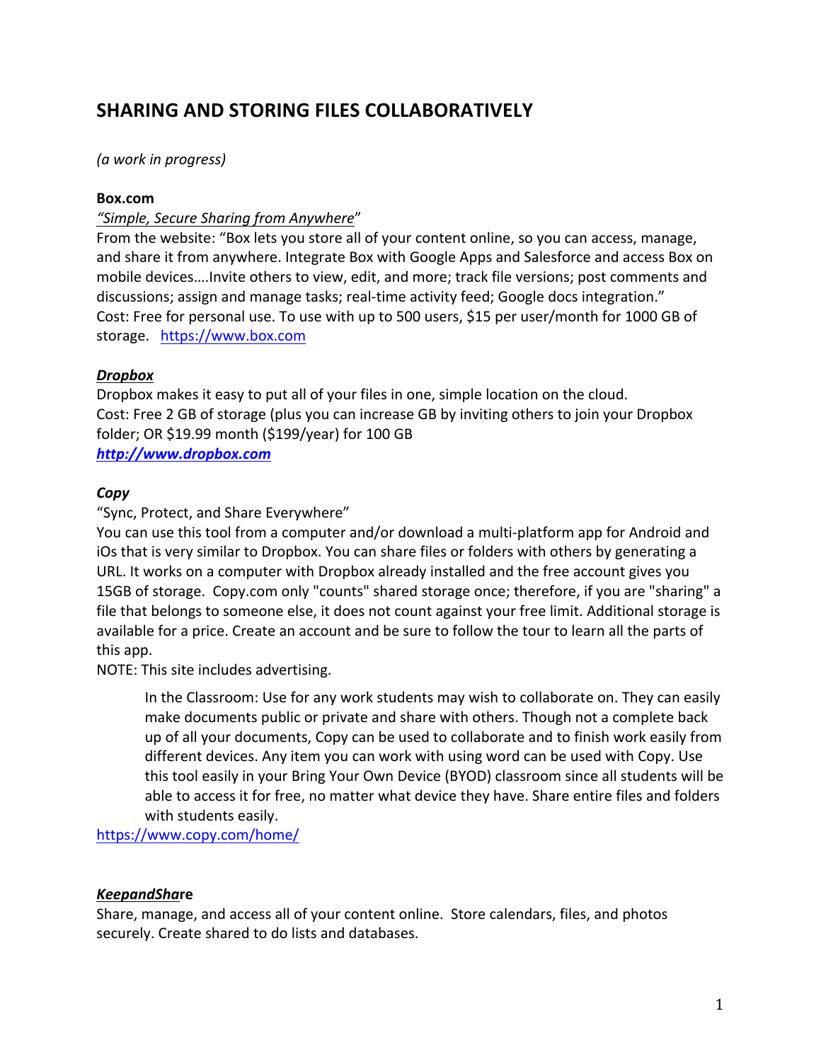## SHARING AND STORING FILES COLLABORATIVELY

*(a work in progress)*

**Box.com**

*"Simple, Secure Sharing from Anywhere"*

From the website: "Box lets you store all of your content online, so you can access, manage, and share it from anywhere. Integrate Box with Google Apps and Salesforce and access Box on mobile devices….Invite others to view, edit, and more; track file versions; post comments and discussions; assign and manage tasks; real-time activity feed; Google docs integration."

Cost: Free for personal use. To use with up to 500 users, $15 per user/month for 1000 GB of storage. https://www.box.com

***Dropbox***

Dropbox makes it easy to put all of your files in one, simple location on the cloud.

Cost: Free 2 GB of storage (plus you can increase GB by inviting others to join your Dropbox folder; OR $19.99 month ($199/year) for 100 GB

***http://www.dropbox.com***

***Copy***

"Sync, Protect, and Share Everywhere"

You can use this tool from a computer and/or download a multi-platform app for Android and iOs that is very similar to Dropbox. You can share files or folders with others by generating a URL. It works on a computer with Dropbox already installed and the free account gives you 15GB of storage. Copy.com only "counts" shared storage once; therefore, if you are "sharing" a file that belongs to someone else, it does not count against your free limit. Additional storage is available for a price. Create an account and be sure to follow the tour to learn all the parts of this app.

NOTE: This site includes advertising.

> In the Classroom: Use for any work students may wish to collaborate on. They can easily make documents public or private and share with others. Though not a complete back up of all your documents, Copy can be used to collaborate and to finish work easily from different devices. Any item you can work with using word can be used with Copy. Use this tool easily in your Bring Your Own Device (BYOD) classroom since all students will be able to access it for free, no matter what device they have. Share entire files and folders with students easily.

https://www.copy.com/home/

***KeepandShare***

Share, manage, and access all of your content online. Store calendars, files, and photos securely. Create shared to do lists and databases.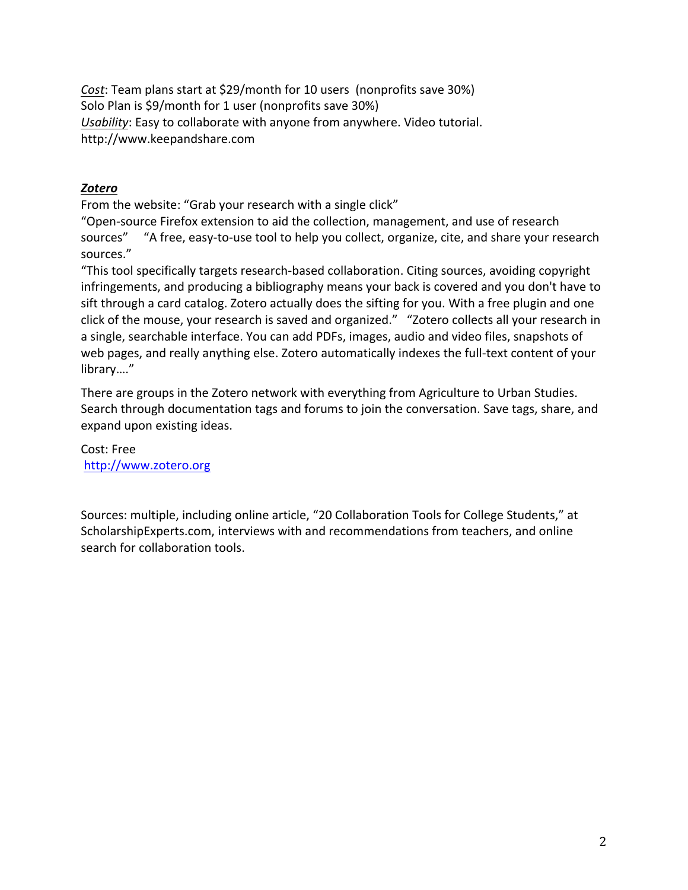*Cost*: Team plans start at $29/month for 10 users (nonprofits save 30%)
Solo Plan is $9/month for 1 user (nonprofits save 30%)
*Usability*: Easy to collaborate with anyone from anywhere. Video tutorial.
http://www.keepandshare.com

***Zotero***

From the website: "Grab your research with a single click"
"Open-source Firefox extension to aid the collection, management, and use of research sources" "A free, easy-to-use tool to help you collect, organize, cite, and share your research sources."
"This tool specifically targets research-based collaboration. Citing sources, avoiding copyright infringements, and producing a bibliography means your back is covered and you don't have to sift through a card catalog. Zotero actually does the sifting for you. With a free plugin and one click of the mouse, your research is saved and organized." "Zotero collects all your research in a single, searchable interface. You can add PDFs, images, audio and video files, snapshots of web pages, and really anything else. Zotero automatically indexes the full-text content of your library…."

There are groups in the Zotero network with everything from Agriculture to Urban Studies. Search through documentation tags and forums to join the conversation. Save tags, share, and expand upon existing ideas.

Cost: Free
http://www.zotero.org

Sources: multiple, including online article, "20 Collaboration Tools for College Students," at ScholarshipExperts.com, interviews with and recommendations from teachers, and online search for collaboration tools.